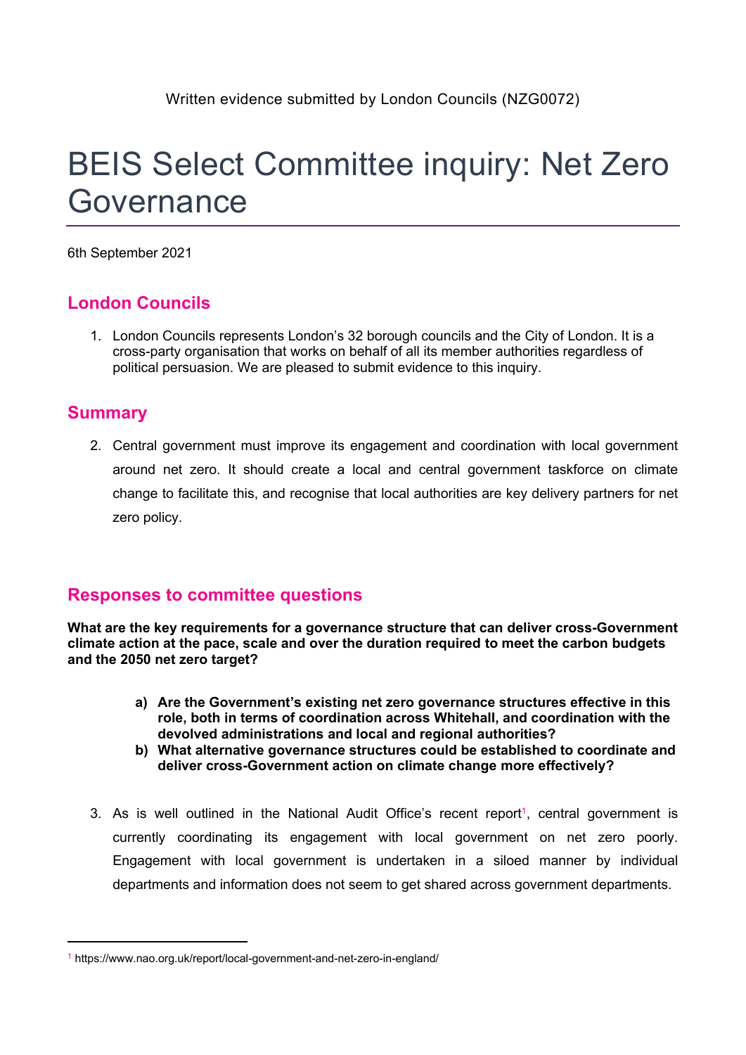Written evidence submitted by London Councils (NZG0072)

# BEIS Select Committee inquiry: Net Zero Governance

6th September 2021

## London Councils

1. London Councils represents London's 32 borough councils and the City of London. It is a cross-party organisation that works on behalf of all its member authorities regardless of political persuasion. We are pleased to submit evidence to this inquiry.

## Summary

2. Central government must improve its engagement and coordination with local government around net zero. It should create a local and central government taskforce on climate change to facilitate this, and recognise that local authorities are key delivery partners for net zero policy.

## Responses to committee questions

**What are the key requirements for a governance structure that can deliver cross-Government climate action at the pace, scale and over the duration required to meet the carbon budgets and the 2050 net zero target?**

- **a) Are the Government's existing net zero governance structures effective in this role, both in terms of coordination across Whitehall, and coordination with the devolved administrations and local and regional authorities?**
- **b) What alternative governance structures could be established to coordinate and deliver cross-Government action on climate change more effectively?**

3. As is well outlined in the National Audit Office's recent report[1], central government is currently coordinating its engagement with local government on net zero poorly. Engagement with local government is undertaken in a siloed manner by individual departments and information does not seem to get shared across government departments.

---

[1] https://www.nao.org.uk/report/local-government-and-net-zero-in-england/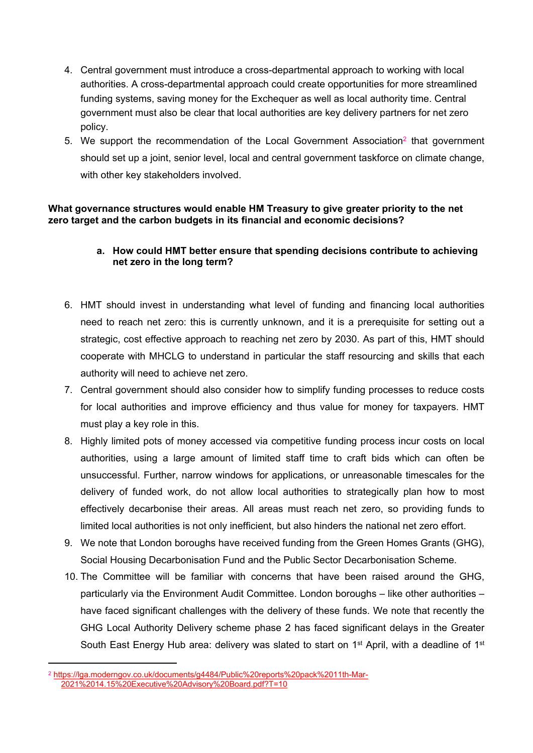4. Central government must introduce a cross-departmental approach to working with local authorities. A cross-departmental approach could create opportunities for more streamlined funding systems, saving money for the Exchequer as well as local authority time. Central government must also be clear that local authorities are key delivery partners for net zero policy.
5. We support the recommendation of the Local Government Association[2] that government should set up a joint, senior level, local and central government taskforce on climate change, with other key stakeholders involved.

**What governance structures would enable HM Treasury to give greater priority to the net zero target and the carbon budgets in its financial and economic decisions?**

**a. How could HMT better ensure that spending decisions contribute to achieving net zero in the long term?**

6. HMT should invest in understanding what level of funding and financing local authorities need to reach net zero: this is currently unknown, and it is a prerequisite for setting out a strategic, cost effective approach to reaching net zero by 2030. As part of this, HMT should cooperate with MHCLG to understand in particular the staff resourcing and skills that each authority will need to achieve net zero.
7. Central government should also consider how to simplify funding processes to reduce costs for local authorities and improve efficiency and thus value for money for taxpayers. HMT must play a key role in this.
8. Highly limited pots of money accessed via competitive funding process incur costs on local authorities, using a large amount of limited staff time to craft bids which can often be unsuccessful. Further, narrow windows for applications, or unreasonable timescales for the delivery of funded work, do not allow local authorities to strategically plan how to most effectively decarbonise their areas. All areas must reach net zero, so providing funds to limited local authorities is not only inefficient, but also hinders the national net zero effort.
9. We note that London boroughs have received funding from the Green Homes Grants (GHG), Social Housing Decarbonisation Fund and the Public Sector Decarbonisation Scheme.
10. The Committee will be familiar with concerns that have been raised around the GHG, particularly via the Environment Audit Committee. London boroughs – like other authorities – have faced significant challenges with the delivery of these funds. We note that recently the GHG Local Authority Delivery scheme phase 2 has faced significant delays in the Greater South East Energy Hub area: delivery was slated to start on 1st April, with a deadline of 1st

[2] https://lga.moderngov.co.uk/documents/g4484/Public%20reports%20pack%2011th-Mar-2021%2014.15%20Executive%20Advisory%20Board.pdf?T=10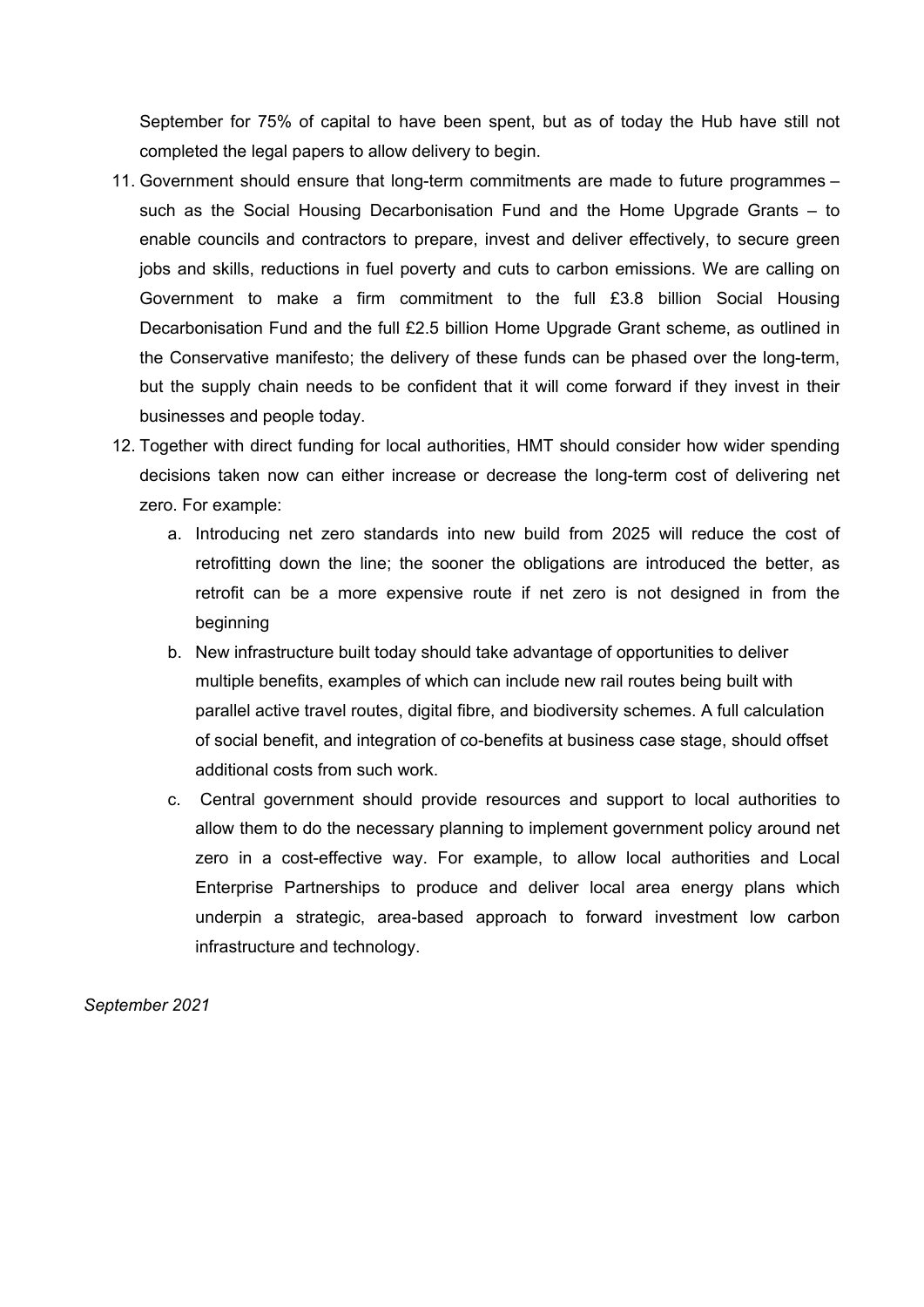September for 75% of capital to have been spent, but as of today the Hub have still not completed the legal papers to allow delivery to begin.

11. Government should ensure that long-term commitments are made to future programmes – such as the Social Housing Decarbonisation Fund and the Home Upgrade Grants – to enable councils and contractors to prepare, invest and deliver effectively, to secure green jobs and skills, reductions in fuel poverty and cuts to carbon emissions. We are calling on Government to make a firm commitment to the full £3.8 billion Social Housing Decarbonisation Fund and the full £2.5 billion Home Upgrade Grant scheme, as outlined in the Conservative manifesto; the delivery of these funds can be phased over the long-term, but the supply chain needs to be confident that it will come forward if they invest in their businesses and people today.
12. Together with direct funding for local authorities, HMT should consider how wider spending decisions taken now can either increase or decrease the long-term cost of delivering net zero. For example:
    a. Introducing net zero standards into new build from 2025 will reduce the cost of retrofitting down the line; the sooner the obligations are introduced the better, as retrofit can be a more expensive route if net zero is not designed in from the beginning
    b. New infrastructure built today should take advantage of opportunities to deliver multiple benefits, examples of which can include new rail routes being built with parallel active travel routes, digital fibre, and biodiversity schemes. A full calculation of social benefit, and integration of co-benefits at business case stage, should offset additional costs from such work.
    c. Central government should provide resources and support to local authorities to allow them to do the necessary planning to implement government policy around net zero in a cost-effective way. For example, to allow local authorities and Local Enterprise Partnerships to produce and deliver local area energy plans which underpin a strategic, area-based approach to forward investment low carbon infrastructure and technology.

*September 2021*